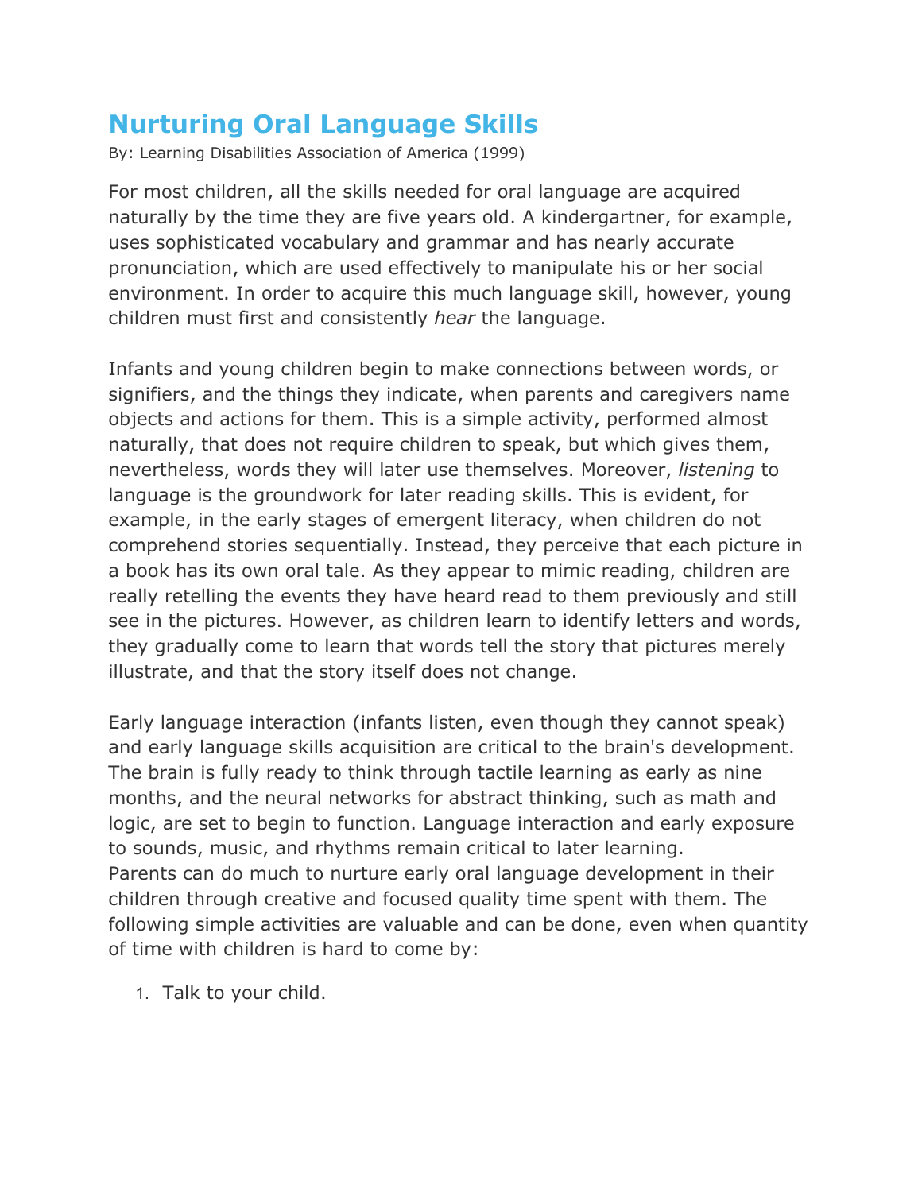# Nurturing Oral Language Skills

By: Learning Disabilities Association of America (1999)

For most children, all the skills needed for oral language are acquired naturally by the time they are five years old. A kindergartner, for example, uses sophisticated vocabulary and grammar and has nearly accurate pronunciation, which are used effectively to manipulate his or her social environment. In order to acquire this much language skill, however, young children must first and consistently *hear* the language.

Infants and young children begin to make connections between words, or signifiers, and the things they indicate, when parents and caregivers name objects and actions for them. This is a simple activity, performed almost naturally, that does not require children to speak, but which gives them, nevertheless, words they will later use themselves. Moreover, *listening* to language is the groundwork for later reading skills. This is evident, for example, in the early stages of emergent literacy, when children do not comprehend stories sequentially. Instead, they perceive that each picture in a book has its own oral tale. As they appear to mimic reading, children are really retelling the events they have heard read to them previously and still see in the pictures. However, as children learn to identify letters and words, they gradually come to learn that words tell the story that pictures merely illustrate, and that the story itself does not change.

Early language interaction (infants listen, even though they cannot speak) and early language skills acquisition are critical to the brain's development. The brain is fully ready to think through tactile learning as early as nine months, and the neural networks for abstract thinking, such as math and logic, are set to begin to function. Language interaction and early exposure to sounds, music, and rhythms remain critical to later learning.
Parents can do much to nurture early oral language development in their children through creative and focused quality time spent with them. The following simple activities are valuable and can be done, even when quantity of time with children is hard to come by:

1. Talk to your child.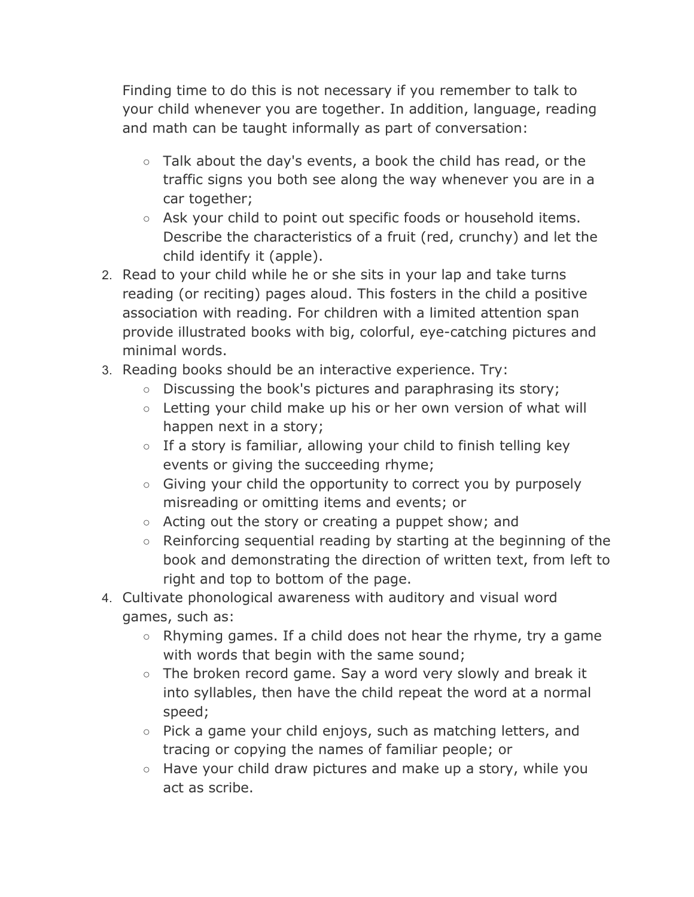Finding time to do this is not necessary if you remember to talk to your child whenever you are together. In addition, language, reading and math can be taught informally as part of conversation:

- Talk about the day's events, a book the child has read, or the traffic signs you both see along the way whenever you are in a car together;
- Ask your child to point out specific foods or household items. Describe the characteristics of a fruit (red, crunchy) and let the child identify it (apple).

2. Read to your child while he or she sits in your lap and take turns reading (or reciting) pages aloud. This fosters in the child a positive association with reading. For children with a limited attention span provide illustrated books with big, colorful, eye-catching pictures and minimal words.
3. Reading books should be an interactive experience. Try:
    - Discussing the book's pictures and paraphrasing its story;
    - Letting your child make up his or her own version of what will happen next in a story;
    - If a story is familiar, allowing your child to finish telling key events or giving the succeeding rhyme;
    - Giving your child the opportunity to correct you by purposely misreading or omitting items and events; or
    - Acting out the story or creating a puppet show; and
    - Reinforcing sequential reading by starting at the beginning of the book and demonstrating the direction of written text, from left to right and top to bottom of the page.
4. Cultivate phonological awareness with auditory and visual word games, such as:
    - Rhyming games. If a child does not hear the rhyme, try a game with words that begin with the same sound;
    - The broken record game. Say a word very slowly and break it into syllables, then have the child repeat the word at a normal speed;
    - Pick a game your child enjoys, such as matching letters, and tracing or copying the names of familiar people; or
    - Have your child draw pictures and make up a story, while you act as scribe.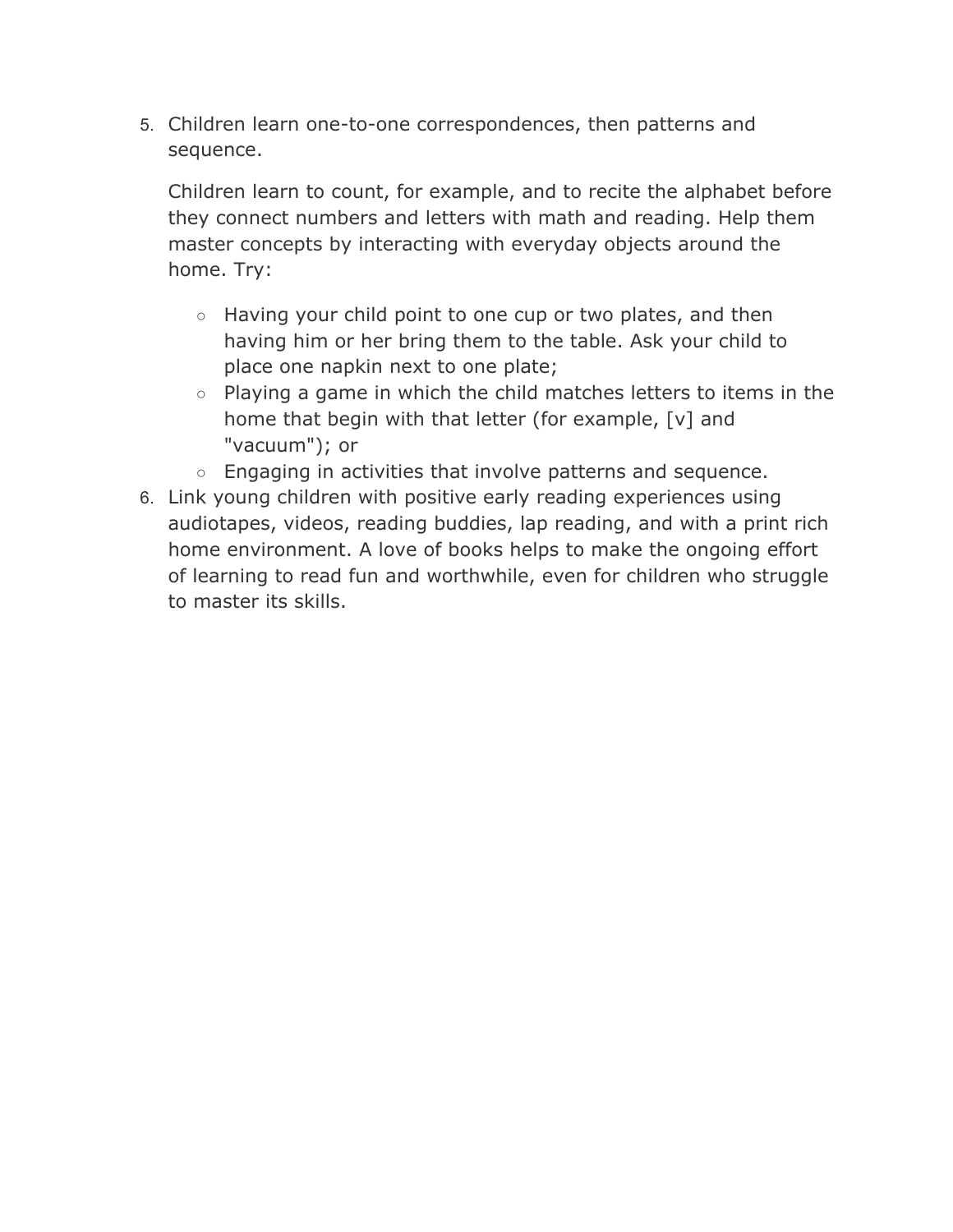5. Children learn one-to-one correspondences, then patterns and sequence.

   Children learn to count, for example, and to recite the alphabet before they connect numbers and letters with math and reading. Help them master concepts by interacting with everyday objects around the home. Try:

   - Having your child point to one cup or two plates, and then having him or her bring them to the table. Ask your child to place one napkin next to one plate;
   - Playing a game in which the child matches letters to items in the home that begin with that letter (for example, [v] and "vacuum"); or
   - Engaging in activities that involve patterns and sequence.
6. Link young children with positive early reading experiences using audiotapes, videos, reading buddies, lap reading, and with a print rich home environment. A love of books helps to make the ongoing effort of learning to read fun and worthwhile, even for children who struggle to master its skills.